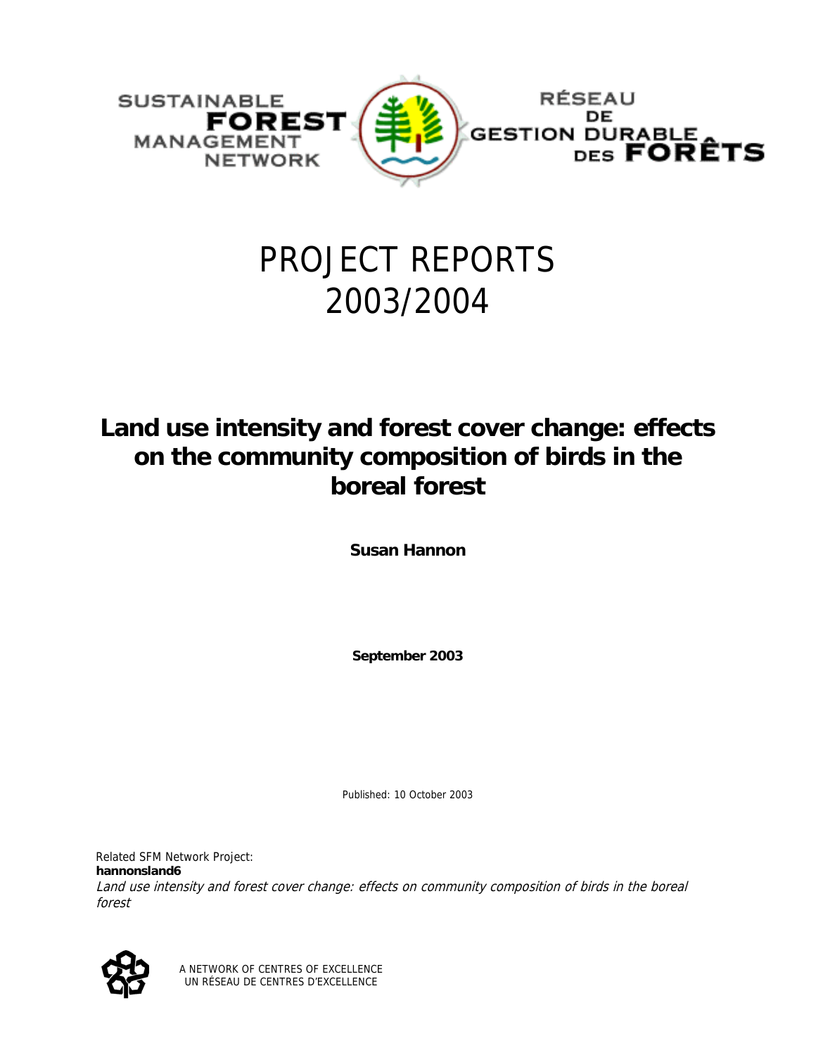SUSTAINABLE **FOREST** MANAGEMENT NETWORK

RÉSEAU DE GESTION DURABLE DES **FORÊTS**

# PROJECT REPORTS 2003/2004

## Land use intensity and forest cover change: effects on the community composition of birds in the boreal forest

**Susan Hannon**

**September 2003**

Published: 10 October 2003

Related SFM Network Project:
**hannonsland6**
*Land use intensity and forest cover change: effects on community composition of birds in the boreal forest*

A NETWORK OF CENTRES OF EXCELLENCE
UN RÉSEAU DE CENTRES D'EXCELLENCE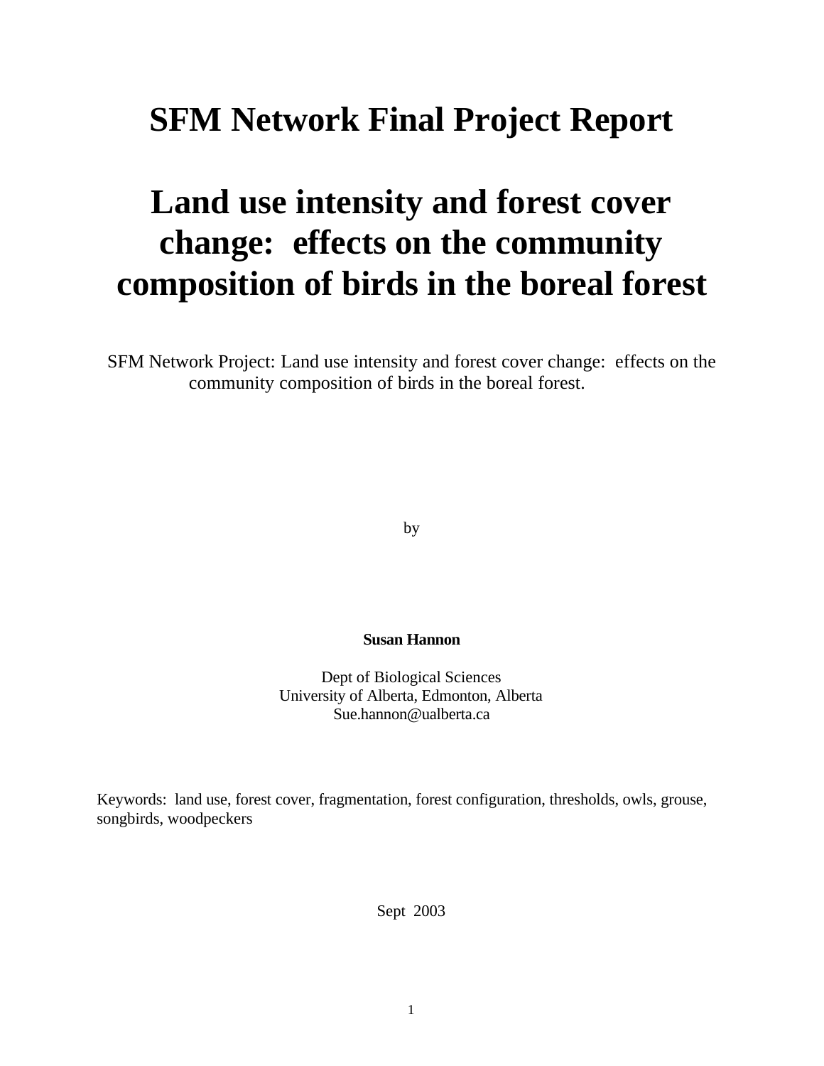# SFM Network Final Project Report

# Land use intensity and forest cover change: effects on the community composition of birds in the boreal forest

SFM Network Project: Land use intensity and forest cover change: effects on the community composition of birds in the boreal forest.

by

**Susan Hannon**

Dept of Biological Sciences
University of Alberta, Edmonton, Alberta
Sue.hannon@ualberta.ca

Keywords: land use, forest cover, fragmentation, forest configuration, thresholds, owls, grouse, songbirds, woodpeckers

Sept 2003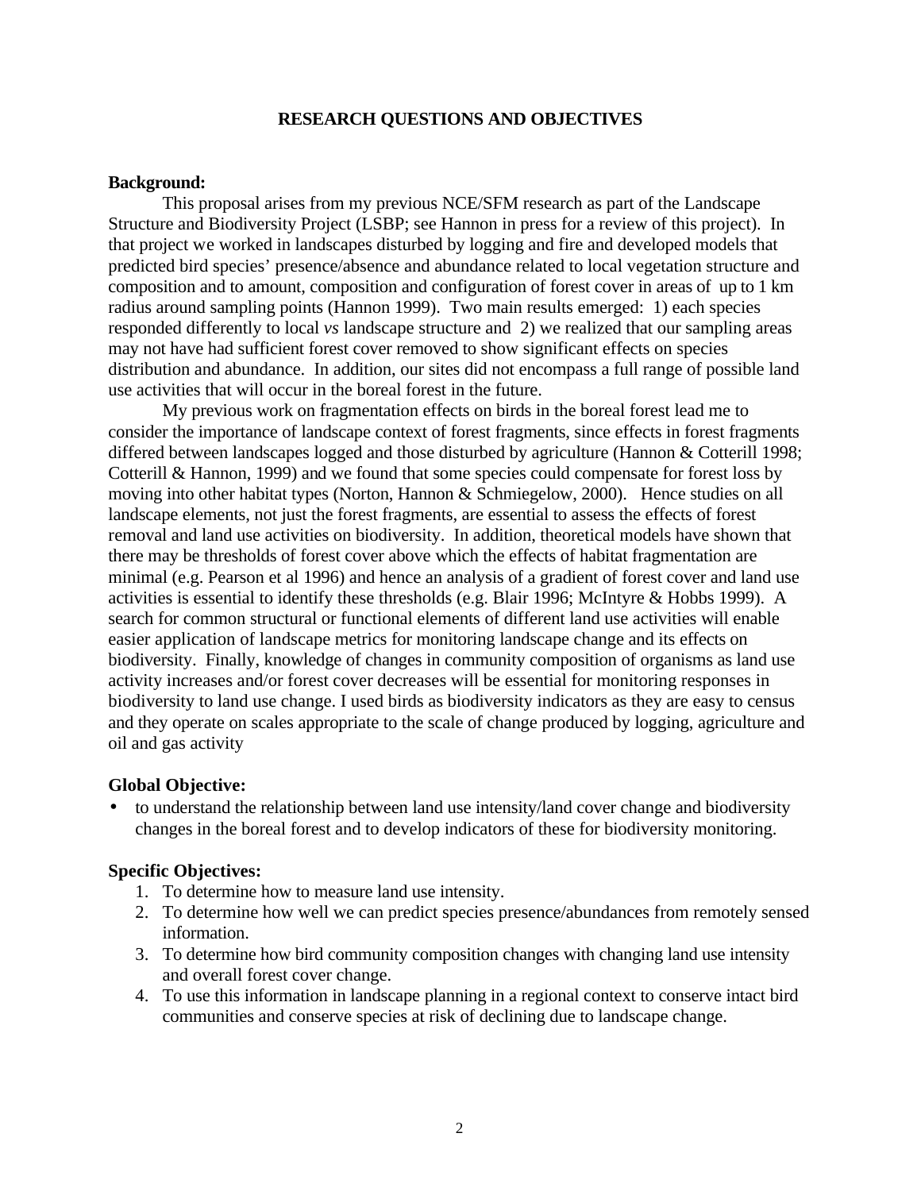# RESEARCH QUESTIONS AND OBJECTIVES

**Background:**

This proposal arises from my previous NCE/SFM research as part of the Landscape Structure and Biodiversity Project (LSBP; see Hannon in press for a review of this project). In that project we worked in landscapes disturbed by logging and fire and developed models that predicted bird species' presence/absence and abundance related to local vegetation structure and composition and to amount, composition and configuration of forest cover in areas of up to 1 km radius around sampling points (Hannon 1999). Two main results emerged: 1) each species responded differently to local *vs* landscape structure and 2) we realized that our sampling areas may not have had sufficient forest cover removed to show significant effects on species distribution and abundance. In addition, our sites did not encompass a full range of possible land use activities that will occur in the boreal forest in the future.

My previous work on fragmentation effects on birds in the boreal forest lead me to consider the importance of landscape context of forest fragments, since effects in forest fragments differed between landscapes logged and those disturbed by agriculture (Hannon & Cotterill 1998; Cotterill & Hannon, 1999) and we found that some species could compensate for forest loss by moving into other habitat types (Norton, Hannon & Schmiegelow, 2000). Hence studies on all landscape elements, not just the forest fragments, are essential to assess the effects of forest removal and land use activities on biodiversity. In addition, theoretical models have shown that there may be thresholds of forest cover above which the effects of habitat fragmentation are minimal (e.g. Pearson et al 1996) and hence an analysis of a gradient of forest cover and land use activities is essential to identify these thresholds (e.g. Blair 1996; McIntyre & Hobbs 1999). A search for common structural or functional elements of different land use activities will enable easier application of landscape metrics for monitoring landscape change and its effects on biodiversity. Finally, knowledge of changes in community composition of organisms as land use activity increases and/or forest cover decreases will be essential for monitoring responses in biodiversity to land use change. I used birds as biodiversity indicators as they are easy to census and they operate on scales appropriate to the scale of change produced by logging, agriculture and oil and gas activity

**Global Objective:**

- to understand the relationship between land use intensity/land cover change and biodiversity changes in the boreal forest and to develop indicators of these for biodiversity monitoring.

**Specific Objectives:**

1. To determine how to measure land use intensity.
2. To determine how well we can predict species presence/abundances from remotely sensed information.
3. To determine how bird community composition changes with changing land use intensity and overall forest cover change.
4. To use this information in landscape planning in a regional context to conserve intact bird communities and conserve species at risk of declining due to landscape change.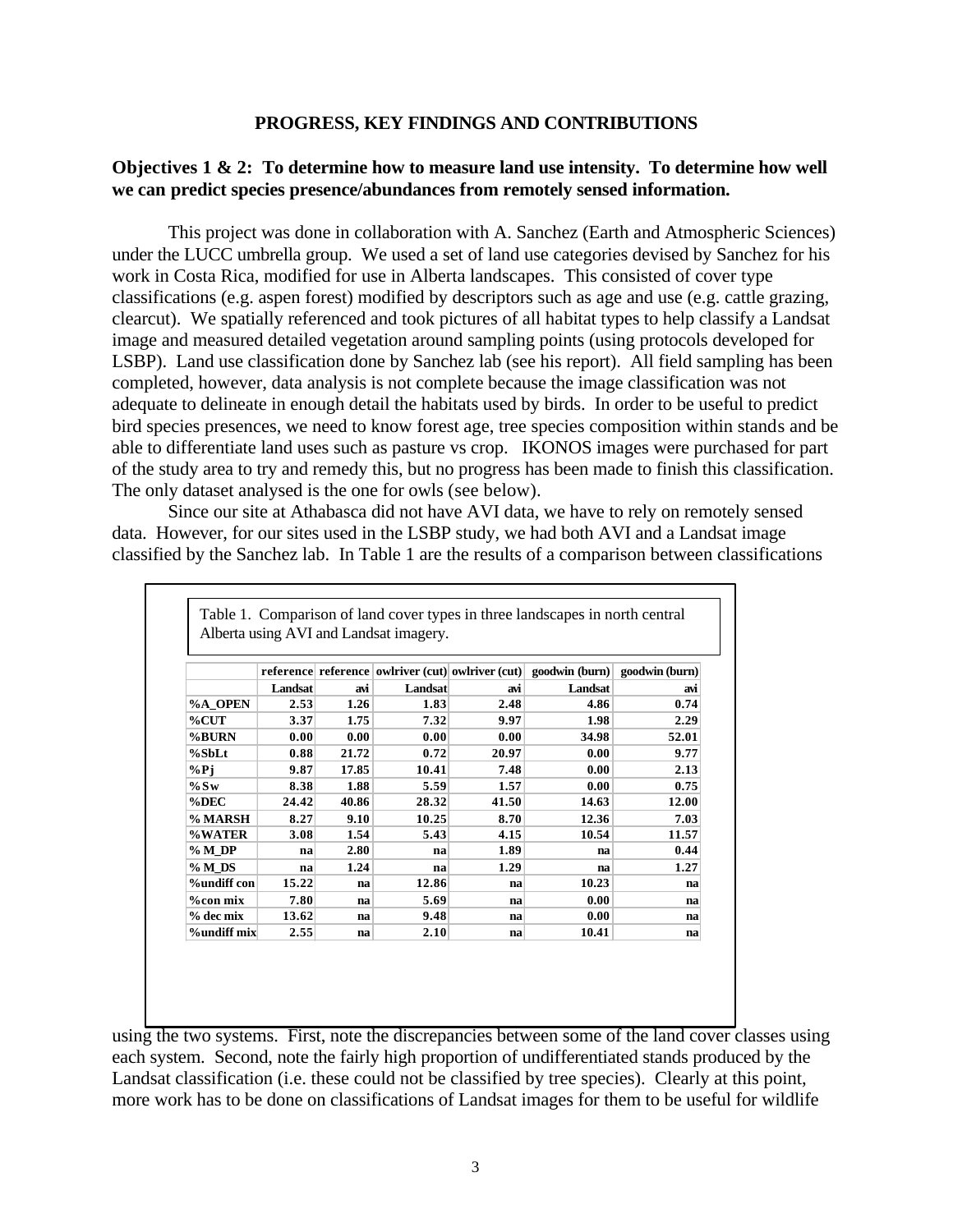## PROGRESS, KEY FINDINGS AND CONTRIBUTIONS

### Objectives 1 & 2: To determine how to measure land use intensity. To determine how well we can predict species presence/abundances from remotely sensed information.

This project was done in collaboration with A. Sanchez (Earth and Atmospheric Sciences) under the LUCC umbrella group. We used a set of land use categories devised by Sanchez for his work in Costa Rica, modified for use in Alberta landscapes. This consisted of cover type classifications (e.g. aspen forest) modified by descriptors such as age and use (e.g. cattle grazing, clearcut). We spatially referenced and took pictures of all habitat types to help classify a Landsat image and measured detailed vegetation around sampling points (using protocols developed for LSBP). Land use classification done by Sanchez lab (see his report). All field sampling has been completed, however, data analysis is not complete because the image classification was not adequate to delineate in enough detail the habitats used by birds. In order to be useful to predict bird species presences, we need to know forest age, tree species composition within stands and be able to differentiate land uses such as pasture vs crop. IKONOS images were purchased for part of the study area to try and remedy this, but no progress has been made to finish this classification. The only dataset analysed is the one for owls (see below).

Since our site at Athabasca did not have AVI data, we have to rely on remotely sensed data. However, for our sites used in the LSBP study, we had both AVI and a Landsat image classified by the Sanchez lab. In Table 1 are the results of a comparison between classifications

Table 1. Comparison of land cover types in three landscapes in north central Alberta using AVI and Landsat imagery.

| | reference | reference | owlriver (cut) | owlriver (cut) | goodwin (burn) | goodwin (burn) |
|---|---|---|---|---|---|---|
| | Landsat | avi | Landsat | avi | Landsat | avi |
| %A_OPEN | 2.53 | 1.26 | 1.83 | 2.48 | 4.86 | 0.74 |
| %CUT | 3.37 | 1.75 | 7.32 | 9.97 | 1.98 | 2.29 |
| %BURN | 0.00 | 0.00 | 0.00 | 0.00 | 34.98 | 52.01 |
| %SbLt | 0.88 | 21.72 | 0.72 | 20.97 | 0.00 | 9.77 |
| %Pj | 9.87 | 17.85 | 10.41 | 7.48 | 0.00 | 2.13 |
| %Sw | 8.38 | 1.88 | 5.59 | 1.57 | 0.00 | 0.75 |
| %DEC | 24.42 | 40.86 | 28.32 | 41.50 | 14.63 | 12.00 |
| % MARSH | 8.27 | 9.10 | 10.25 | 8.70 | 12.36 | 7.03 |
| %WATER | 3.08 | 1.54 | 5.43 | 4.15 | 10.54 | 11.57 |
| % M_DP | na | 2.80 | na | 1.89 | na | 0.44 |
| % M_DS | na | 1.24 | na | 1.29 | na | 1.27 |
| %undiff con | 15.22 | na | 12.86 | na | 10.23 | na |
| %con mix | 7.80 | na | 5.69 | na | 0.00 | na |
| % dec mix | 13.62 | na | 9.48 | na | 0.00 | na |
| %undiff mix | 2.55 | na | 2.10 | na | 10.41 | na |

using the two systems. First, note the discrepancies between some of the land cover classes using each system. Second, note the fairly high proportion of undifferentiated stands produced by the Landsat classification (i.e. these could not be classified by tree species). Clearly at this point, more work has to be done on classifications of Landsat images for them to be useful for wildlife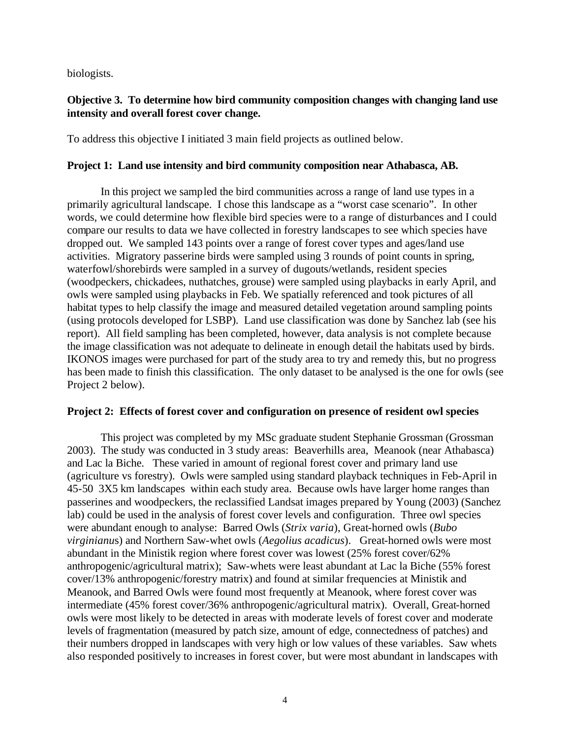biologists.

**Objective 3. To determine how bird community composition changes with changing land use intensity and overall forest cover change.**

To address this objective I initiated 3 main field projects as outlined below.

**Project 1: Land use intensity and bird community composition near Athabasca, AB.**

In this project we sampled the bird communities across a range of land use types in a primarily agricultural landscape. I chose this landscape as a "worst case scenario". In other words, we could determine how flexible bird species were to a range of disturbances and I could compare our results to data we have collected in forestry landscapes to see which species have dropped out. We sampled 143 points over a range of forest cover types and ages/land use activities. Migratory passerine birds were sampled using 3 rounds of point counts in spring, waterfowl/shorebirds were sampled in a survey of dugouts/wetlands, resident species (woodpeckers, chickadees, nuthatches, grouse) were sampled using playbacks in early April, and owls were sampled using playbacks in Feb. We spatially referenced and took pictures of all habitat types to help classify the image and measured detailed vegetation around sampling points (using protocols developed for LSBP). Land use classification was done by Sanchez lab (see his report). All field sampling has been completed, however, data analysis is not complete because the image classification was not adequate to delineate in enough detail the habitats used by birds. IKONOS images were purchased for part of the study area to try and remedy this, but no progress has been made to finish this classification. The only dataset to be analysed is the one for owls (see Project 2 below).

**Project 2: Effects of forest cover and configuration on presence of resident owl species**

This project was completed by my MSc graduate student Stephanie Grossman (Grossman 2003). The study was conducted in 3 study areas: Beaverhills area, Meanook (near Athabasca) and Lac la Biche. These varied in amount of regional forest cover and primary land use (agriculture vs forestry). Owls were sampled using standard playback techniques in Feb-April in 45-50 3X5 km landscapes within each study area. Because owls have larger home ranges than passerines and woodpeckers, the reclassified Landsat images prepared by Young (2003) (Sanchez lab) could be used in the analysis of forest cover levels and configuration. Three owl species were abundant enough to analyse: Barred Owls (*Strix varia*), Great-horned owls (*Bubo virginianus*) and Northern Saw-whet owls (*Aegolius acadicus*). Great-horned owls were most abundant in the Ministik region where forest cover was lowest (25% forest cover/62% anthropogenic/agricultural matrix); Saw-whets were least abundant at Lac la Biche (55% forest cover/13% anthropogenic/forestry matrix) and found at similar frequencies at Ministik and Meanook, and Barred Owls were found most frequently at Meanook, where forest cover was intermediate (45% forest cover/36% anthropogenic/agricultural matrix). Overall, Great-horned owls were most likely to be detected in areas with moderate levels of forest cover and moderate levels of fragmentation (measured by patch size, amount of edge, connectedness of patches) and their numbers dropped in landscapes with very high or low values of these variables. Saw whets also responded positively to increases in forest cover, but were most abundant in landscapes with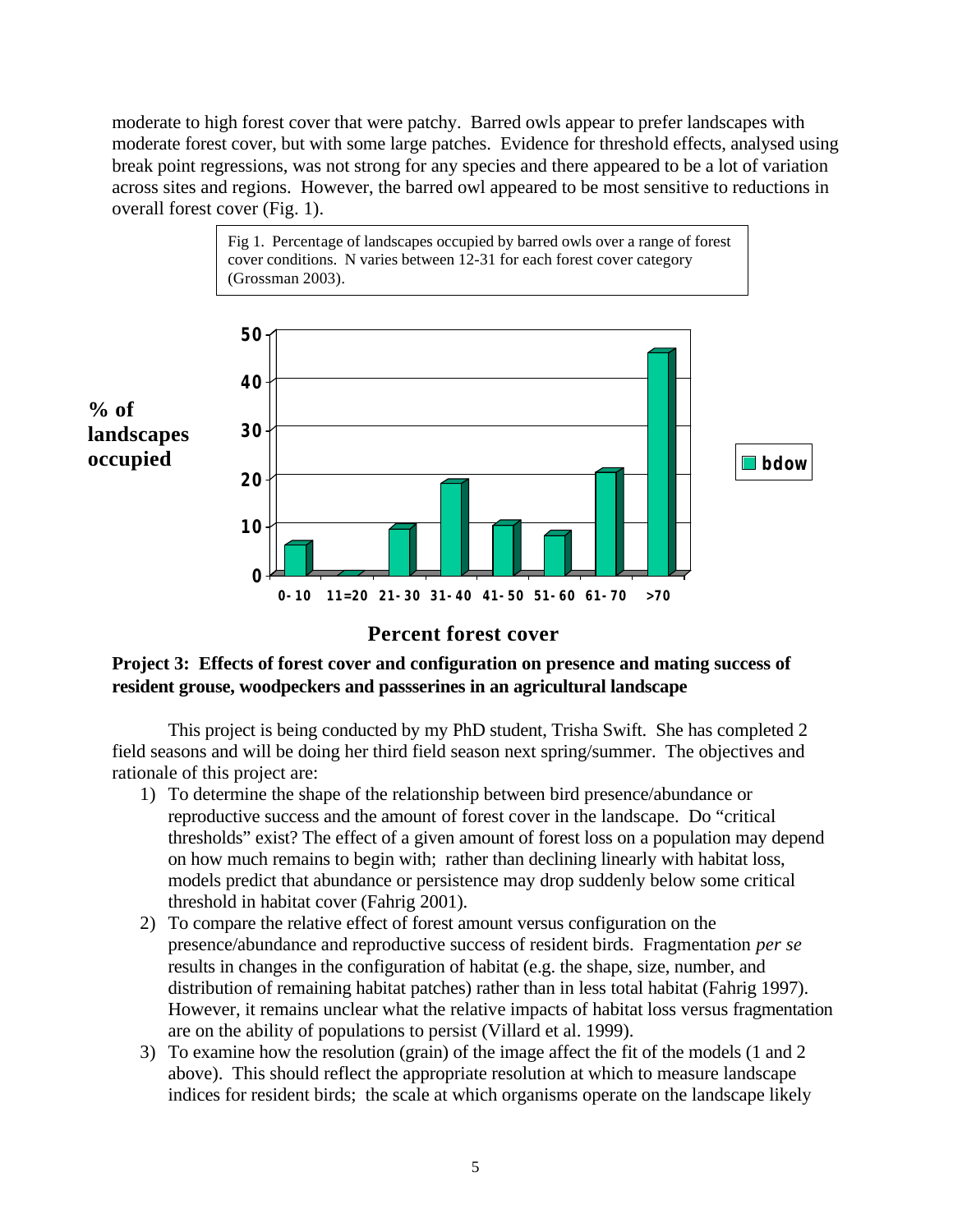moderate to high forest cover that were patchy. Barred owls appear to prefer landscapes with moderate forest cover, but with some large patches. Evidence for threshold effects, analysed using break point regressions, was not strong for any species and there appeared to be a lot of variation across sites and regions. However, the barred owl appeared to be most sensitive to reductions in overall forest cover (Fig. 1).

Fig 1. Percentage of landscapes occupied by barred owls over a range of forest cover conditions. N varies between 12-31 for each forest cover category (Grossman 2003).

| Percent forest cover | 0-10 | 11=20 | 21-30 | 31-40 | 41-50 | 51-60 | 61-70 | >70 |
|---|---|---|---|---|---|---|---|---|
| % of landscapes occupied (bdow) | ~6 | 0 | ~9 | ~19 | ~10 | ~8 | ~21 | ~46 |

### Project 3: Effects of forest cover and configuration on presence and mating success of resident grouse, woodpeckers and passserines in an agricultural landscape

This project is being conducted by my PhD student, Trisha Swift. She has completed 2 field seasons and will be doing her third field season next spring/summer. The objectives and rationale of this project are:

1) To determine the shape of the relationship between bird presence/abundance or reproductive success and the amount of forest cover in the landscape. Do "critical thresholds" exist? The effect of a given amount of forest loss on a population may depend on how much remains to begin with; rather than declining linearly with habitat loss, models predict that abundance or persistence may drop suddenly below some critical threshold in habitat cover (Fahrig 2001).
2) To compare the relative effect of forest amount versus configuration on the presence/abundance and reproductive success of resident birds. Fragmentation *per se* results in changes in the configuration of habitat (e.g. the shape, size, number, and distribution of remaining habitat patches) rather than in less total habitat (Fahrig 1997). However, it remains unclear what the relative impacts of habitat loss versus fragmentation are on the ability of populations to persist (Villard et al. 1999).
3) To examine how the resolution (grain) of the image affect the fit of the models (1 and 2 above). This should reflect the appropriate resolution at which to measure landscape indices for resident birds; the scale at which organisms operate on the landscape likely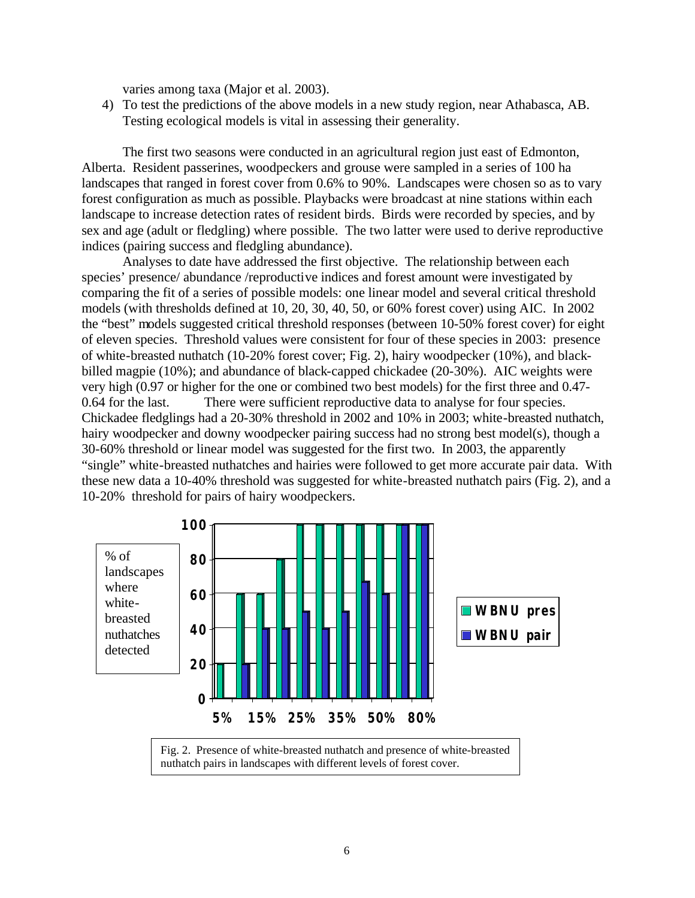varies among taxa (Major et al. 2003).

4) To test the predictions of the above models in a new study region, near Athabasca, AB. Testing ecological models is vital in assessing their generality.

The first two seasons were conducted in an agricultural region just east of Edmonton, Alberta. Resident passerines, woodpeckers and grouse were sampled in a series of 100 ha landscapes that ranged in forest cover from 0.6% to 90%. Landscapes were chosen so as to vary forest configuration as much as possible. Playbacks were broadcast at nine stations within each landscape to increase detection rates of resident birds. Birds were recorded by species, and by sex and age (adult or fledgling) where possible. The two latter were used to derive reproductive indices (pairing success and fledgling abundance).

Analyses to date have addressed the first objective. The relationship between each species' presence/ abundance /reproductive indices and forest amount were investigated by comparing the fit of a series of possible models: one linear model and several critical threshold models (with thresholds defined at 10, 20, 30, 40, 50, or 60% forest cover) using AIC. In 2002 the "best" models suggested critical threshold responses (between 10-50% forest cover) for eight of eleven species. Threshold values were consistent for four of these species in 2003: presence of white-breasted nuthatch (10-20% forest cover; Fig. 2), hairy woodpecker (10%), and black-billed magpie (10%); and abundance of black-capped chickadee (20-30%). AIC weights were very high (0.97 or higher for the one or combined two best models) for the first three and 0.47-0.64 for the last. There were sufficient reproductive data to analyse for four species. Chickadee fledglings had a 20-30% threshold in 2002 and 10% in 2003; white-breasted nuthatch, hairy woodpecker and downy woodpecker pairing success had no strong best model(s), though a 30-60% threshold or linear model was suggested for the first two. In 2003, the apparently "single" white-breasted nuthatches and hairies were followed to get more accurate pair data. With these new data a 10-40% threshold was suggested for white-breasted nuthatch pairs (Fig. 2), and a 10-20% threshold for pairs of hairy woodpeckers.

Fig. 2. Presence of white-breasted nuthatch and presence of white-breasted nuthatch pairs in landscapes with different levels of forest cover.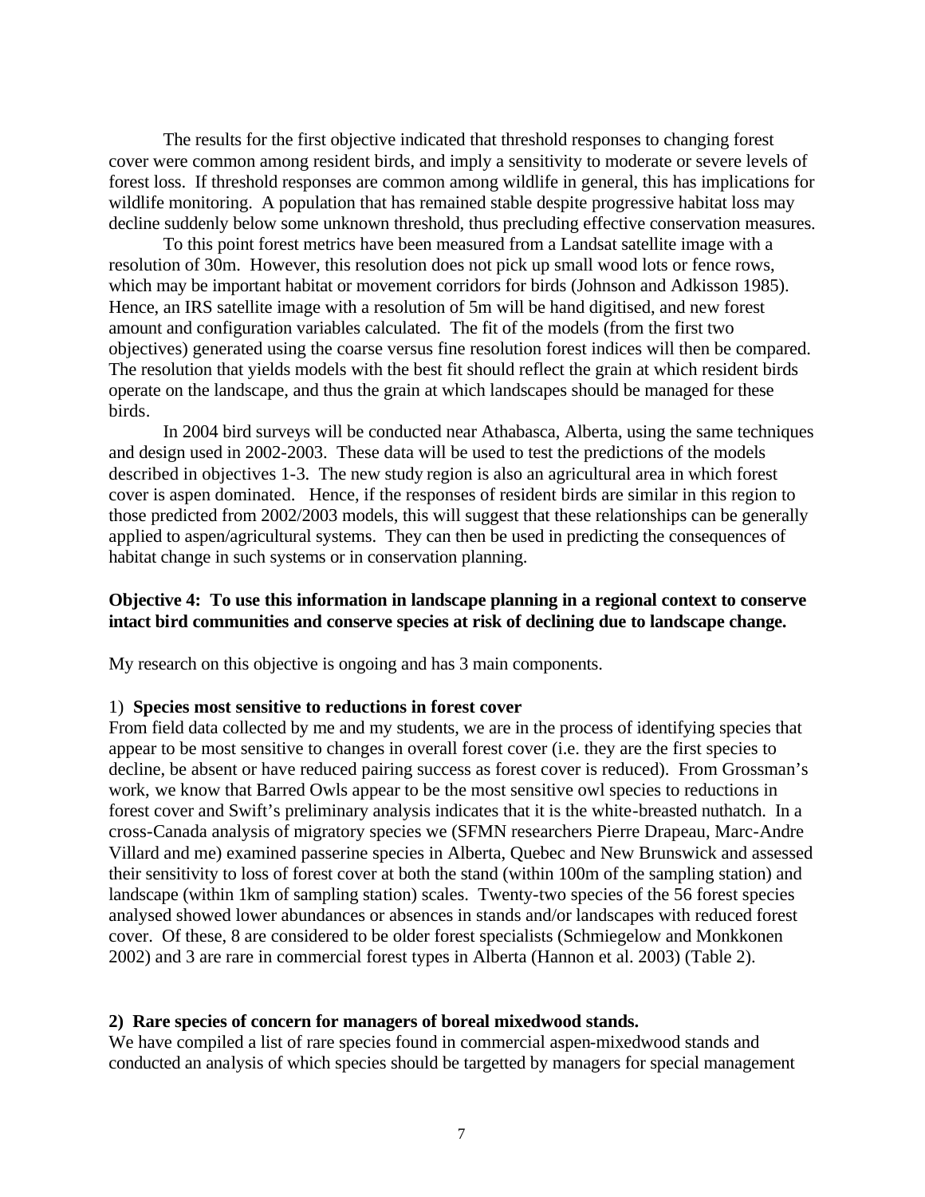The results for the first objective indicated that threshold responses to changing forest cover were common among resident birds, and imply a sensitivity to moderate or severe levels of forest loss. If threshold responses are common among wildlife in general, this has implications for wildlife monitoring. A population that has remained stable despite progressive habitat loss may decline suddenly below some unknown threshold, thus precluding effective conservation measures.

To this point forest metrics have been measured from a Landsat satellite image with a resolution of 30m. However, this resolution does not pick up small wood lots or fence rows, which may be important habitat or movement corridors for birds (Johnson and Adkisson 1985). Hence, an IRS satellite image with a resolution of 5m will be hand digitised, and new forest amount and configuration variables calculated. The fit of the models (from the first two objectives) generated using the coarse versus fine resolution forest indices will then be compared. The resolution that yields models with the best fit should reflect the grain at which resident birds operate on the landscape, and thus the grain at which landscapes should be managed for these birds.

In 2004 bird surveys will be conducted near Athabasca, Alberta, using the same techniques and design used in 2002-2003. These data will be used to test the predictions of the models described in objectives 1-3. The new study region is also an agricultural area in which forest cover is aspen dominated. Hence, if the responses of resident birds are similar in this region to those predicted from 2002/2003 models, this will suggest that these relationships can be generally applied to aspen/agricultural systems. They can then be used in predicting the consequences of habitat change in such systems or in conservation planning.

**Objective 4: To use this information in landscape planning in a regional context to conserve intact bird communities and conserve species at risk of declining due to landscape change.**

My research on this objective is ongoing and has 3 main components.

1) **Species most sensitive to reductions in forest cover**

From field data collected by me and my students, we are in the process of identifying species that appear to be most sensitive to changes in overall forest cover (i.e. they are the first species to decline, be absent or have reduced pairing success as forest cover is reduced). From Grossman's work, we know that Barred Owls appear to be the most sensitive owl species to reductions in forest cover and Swift's preliminary analysis indicates that it is the white-breasted nuthatch. In a cross-Canada analysis of migratory species we (SFMN researchers Pierre Drapeau, Marc-Andre Villard and me) examined passerine species in Alberta, Quebec and New Brunswick and assessed their sensitivity to loss of forest cover at both the stand (within 100m of the sampling station) and landscape (within 1km of sampling station) scales. Twenty-two species of the 56 forest species analysed showed lower abundances or absences in stands and/or landscapes with reduced forest cover. Of these, 8 are considered to be older forest specialists (Schmiegelow and Monkkonen 2002) and 3 are rare in commercial forest types in Alberta (Hannon et al. 2003) (Table 2).

**2) Rare species of concern for managers of boreal mixedwood stands.**

We have compiled a list of rare species found in commercial aspen-mixedwood stands and conducted an analysis of which species should be targetted by managers for special management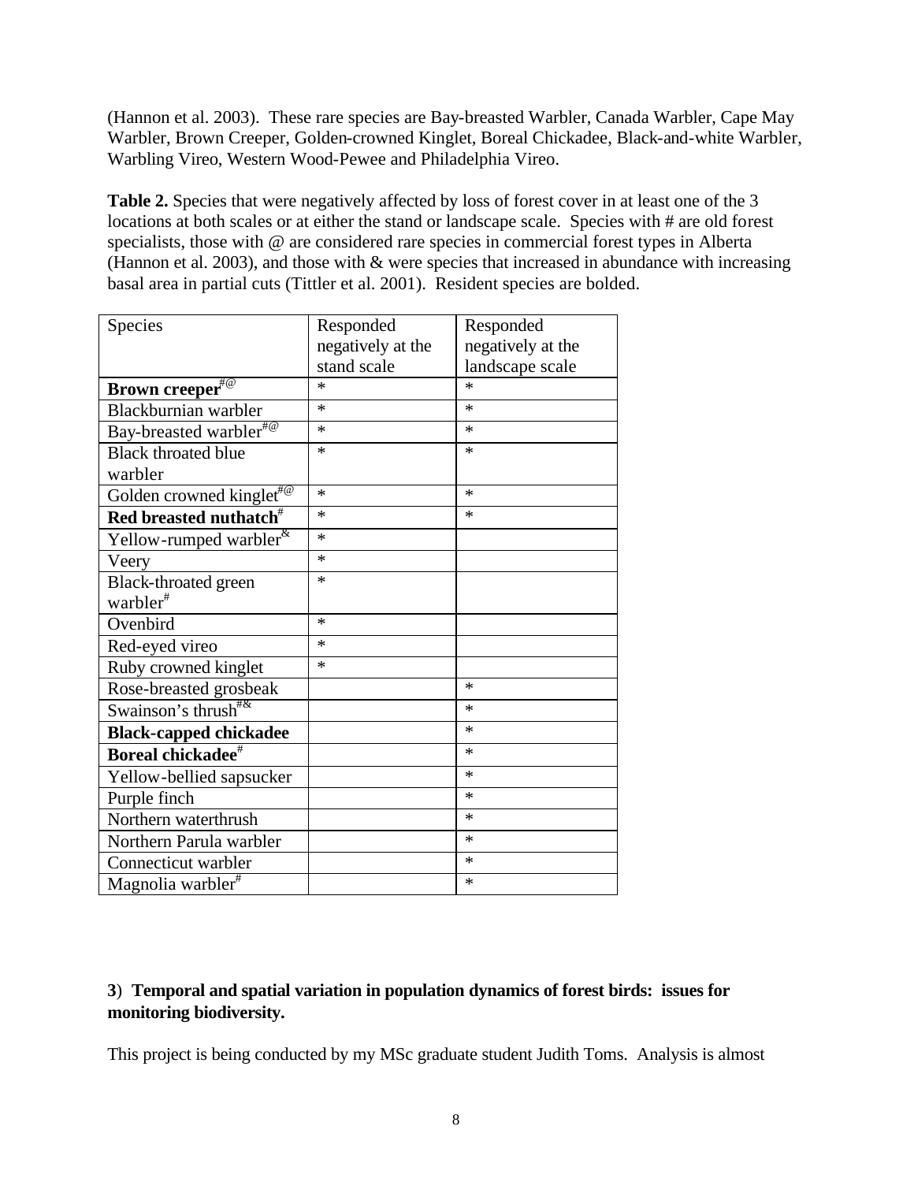(Hannon et al. 2003). These rare species are Bay-breasted Warbler, Canada Warbler, Cape May Warbler, Brown Creeper, Golden-crowned Kinglet, Boreal Chickadee, Black-and-white Warbler, Warbling Vireo, Western Wood-Pewee and Philadelphia Vireo.

**Table 2.** Species that were negatively affected by loss of forest cover in at least one of the 3 locations at both scales or at either the stand or landscape scale. Species with # are old forest specialists, those with @ are considered rare species in commercial forest types in Alberta (Hannon et al. 2003), and those with & were species that increased in abundance with increasing basal area in partial cuts (Tittler et al. 2001). Resident species are bolded.

| Species | Responded negatively at the stand scale | Responded negatively at the landscape scale |
|---|---|---|
| **Brown creeper**#@ | * | * |
| Blackburnian warbler | * | * |
| Bay-breasted warbler#@ | * | * |
| Black throated blue warbler | * | * |
| Golden crowned kinglet#@ | * | * |
| **Red breasted nuthatch**# | * | * |
| Yellow-rumped warbler& | * | |
| Veery | * | |
| Black-throated green warbler# | * | |
| Ovenbird | * | |
| Red-eyed vireo | * | |
| Ruby crowned kinglet | * | |
| Rose-breasted grosbeak | | * |
| Swainson's thrush#& | | * |
| **Black-capped chickadee** | | * |
| **Boreal chickadee**# | | * |
| Yellow-bellied sapsucker | | * |
| Purple finch | | * |
| Northern waterthrush | | * |
| Northern Parula warbler | | * |
| Connecticut warbler | | * |
| Magnolia warbler# | | * |

### 3) Temporal and spatial variation in population dynamics of forest birds: issues for monitoring biodiversity.

This project is being conducted by my MSc graduate student Judith Toms. Analysis is almost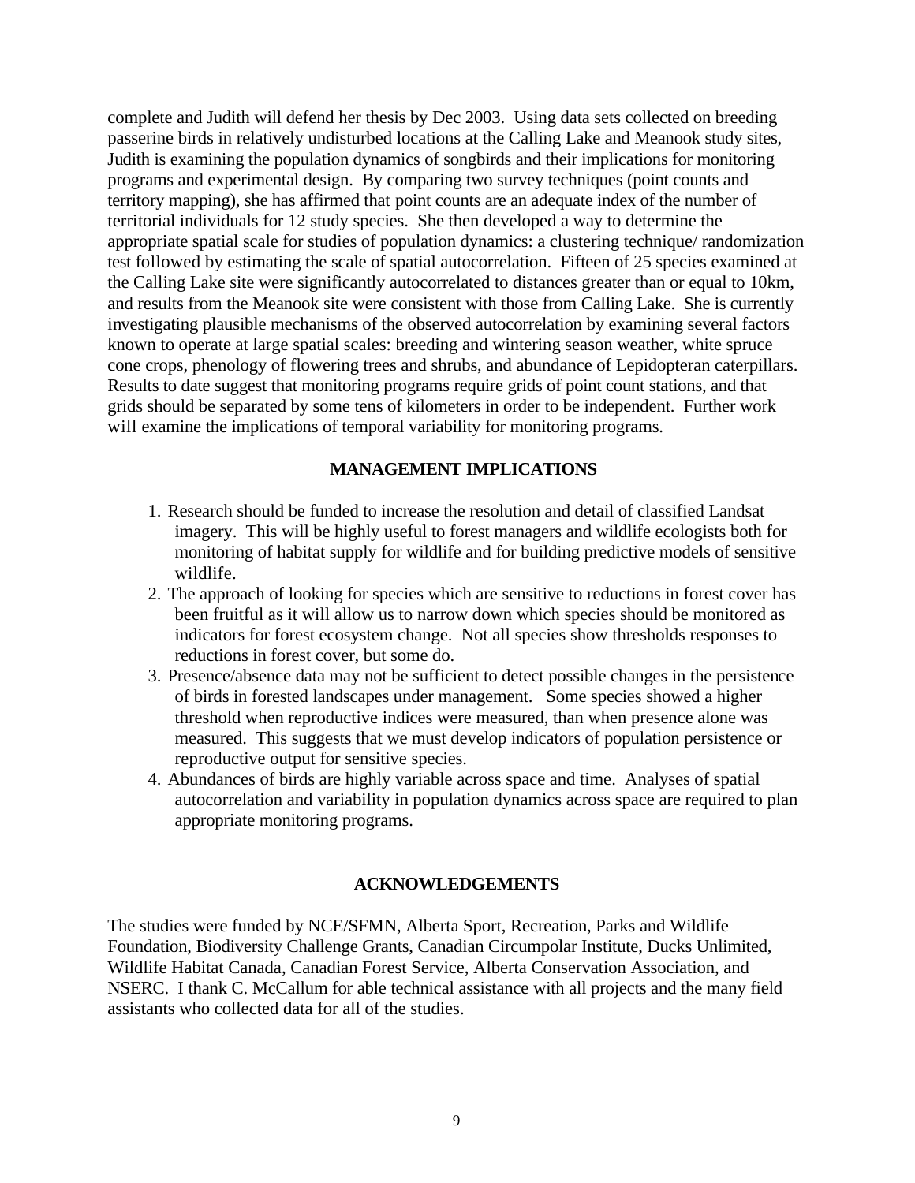complete and Judith will defend her thesis by Dec 2003. Using data sets collected on breeding passerine birds in relatively undisturbed locations at the Calling Lake and Meanook study sites, Judith is examining the population dynamics of songbirds and their implications for monitoring programs and experimental design. By comparing two survey techniques (point counts and territory mapping), she has affirmed that point counts are an adequate index of the number of territorial individuals for 12 study species. She then developed a way to determine the appropriate spatial scale for studies of population dynamics: a clustering technique/ randomization test followed by estimating the scale of spatial autocorrelation. Fifteen of 25 species examined at the Calling Lake site were significantly autocorrelated to distances greater than or equal to 10km, and results from the Meanook site were consistent with those from Calling Lake. She is currently investigating plausible mechanisms of the observed autocorrelation by examining several factors known to operate at large spatial scales: breeding and wintering season weather, white spruce cone crops, phenology of flowering trees and shrubs, and abundance of Lepidopteran caterpillars. Results to date suggest that monitoring programs require grids of point count stations, and that grids should be separated by some tens of kilometers in order to be independent. Further work will examine the implications of temporal variability for monitoring programs.

## MANAGEMENT IMPLICATIONS

1. Research should be funded to increase the resolution and detail of classified Landsat imagery. This will be highly useful to forest managers and wildlife ecologists both for monitoring of habitat supply for wildlife and for building predictive models of sensitive wildlife.
2. The approach of looking for species which are sensitive to reductions in forest cover has been fruitful as it will allow us to narrow down which species should be monitored as indicators for forest ecosystem change. Not all species show thresholds responses to reductions in forest cover, but some do.
3. Presence/absence data may not be sufficient to detect possible changes in the persistence of birds in forested landscapes under management. Some species showed a higher threshold when reproductive indices were measured, than when presence alone was measured. This suggests that we must develop indicators of population persistence or reproductive output for sensitive species.
4. Abundances of birds are highly variable across space and time. Analyses of spatial autocorrelation and variability in population dynamics across space are required to plan appropriate monitoring programs.

## ACKNOWLEDGEMENTS

The studies were funded by NCE/SFMN, Alberta Sport, Recreation, Parks and Wildlife Foundation, Biodiversity Challenge Grants, Canadian Circumpolar Institute, Ducks Unlimited, Wildlife Habitat Canada, Canadian Forest Service, Alberta Conservation Association, and NSERC. I thank C. McCallum for able technical assistance with all projects and the many field assistants who collected data for all of the studies.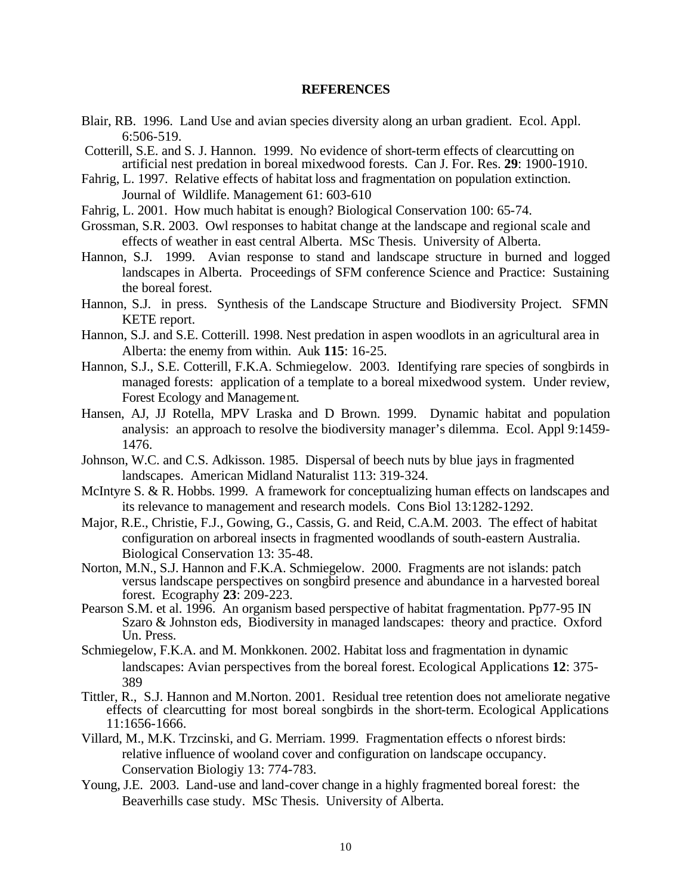**REFERENCES**

Blair, RB. 1996. Land Use and avian species diversity along an urban gradient. Ecol. Appl. 6:506-519.

Cotterill, S.E. and S. J. Hannon. 1999. No evidence of short-term effects of clearcutting on artificial nest predation in boreal mixedwood forests. Can J. For. Res. **29**: 1900-1910.

Fahrig, L. 1997. Relative effects of habitat loss and fragmentation on population extinction. Journal of Wildlife. Management 61: 603-610

Fahrig, L. 2001. How much habitat is enough? Biological Conservation 100: 65-74.

Grossman, S.R. 2003. Owl responses to habitat change at the landscape and regional scale and effects of weather in east central Alberta. MSc Thesis. University of Alberta.

Hannon, S.J. 1999. Avian response to stand and landscape structure in burned and logged landscapes in Alberta. Proceedings of SFM conference Science and Practice: Sustaining the boreal forest.

Hannon, S.J. in press. Synthesis of the Landscape Structure and Biodiversity Project. SFMN KETE report.

Hannon, S.J. and S.E. Cotterill. 1998. Nest predation in aspen woodlots in an agricultural area in Alberta: the enemy from within. Auk **115**: 16-25.

Hannon, S.J., S.E. Cotterill, F.K.A. Schmiegelow. 2003. Identifying rare species of songbirds in managed forests: application of a template to a boreal mixedwood system. Under review, Forest Ecology and Management.

Hansen, AJ, JJ Rotella, MPV Lraska and D Brown. 1999. Dynamic habitat and population analysis: an approach to resolve the biodiversity manager's dilemma. Ecol. Appl 9:1459-1476.

Johnson, W.C. and C.S. Adkisson. 1985. Dispersal of beech nuts by blue jays in fragmented landscapes. American Midland Naturalist 113: 319-324.

McIntyre S. & R. Hobbs. 1999. A framework for conceptualizing human effects on landscapes and its relevance to management and research models. Cons Biol 13:1282-1292.

Major, R.E., Christie, F.J., Gowing, G., Cassis, G. and Reid, C.A.M. 2003. The effect of habitat configuration on arboreal insects in fragmented woodlands of south-eastern Australia. Biological Conservation 13: 35-48.

Norton, M.N., S.J. Hannon and F.K.A. Schmiegelow. 2000. Fragments are not islands: patch versus landscape perspectives on songbird presence and abundance in a harvested boreal forest. Ecography **23**: 209-223.

Pearson S.M. et al. 1996. An organism based perspective of habitat fragmentation. Pp77-95 IN Szaro & Johnston eds, Biodiversity in managed landscapes: theory and practice. Oxford Un. Press.

Schmiegelow, F.K.A. and M. Monkkonen. 2002. Habitat loss and fragmentation in dynamic landscapes: Avian perspectives from the boreal forest. Ecological Applications **12**: 375-389

Tittler, R., S.J. Hannon and M.Norton. 2001. Residual tree retention does not ameliorate negative effects of clearcutting for most boreal songbirds in the short-term. Ecological Applications 11:1656-1666.

Villard, M., M.K. Trzcinski, and G. Merriam. 1999. Fragmentation effects o nforest birds: relative influence of wooland cover and configuration on landscape occupancy. Conservation Biologiy 13: 774-783.

Young, J.E. 2003. Land-use and land-cover change in a highly fragmented boreal forest: the Beaverhills case study. MSc Thesis. University of Alberta.